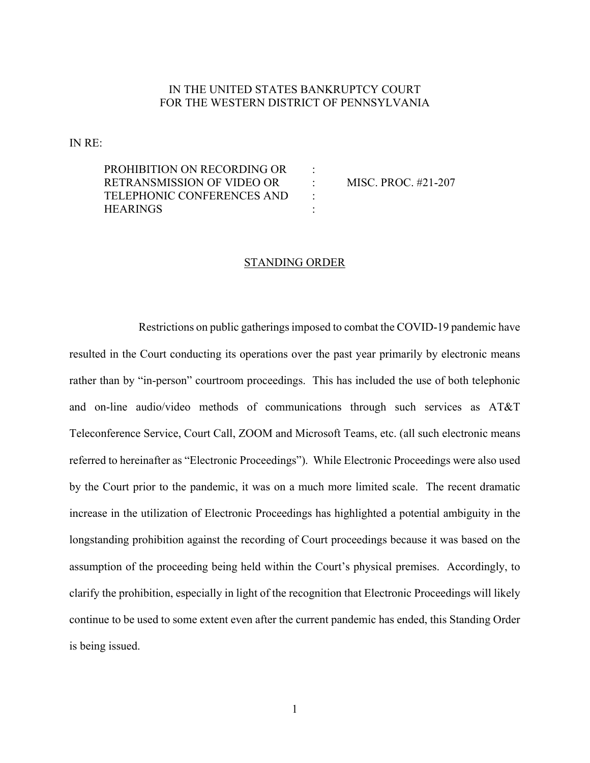IN THE UNITED STATES BANKRUPTCY COURT
FOR THE WESTERN DISTRICT OF PENNSYLVANIA

IN RE:

| | | |
|---|---|---|
| PROHIBITION ON RECORDING OR RETRANSMISSION OF VIDEO OR TELEPHONIC CONFERENCES AND HEARINGS | : | MISC. PROC. #21-207 |

## STANDING ORDER

Restrictions on public gatherings imposed to combat the COVID-19 pandemic have resulted in the Court conducting its operations over the past year primarily by electronic means rather than by "in-person" courtroom proceedings. This has included the use of both telephonic and on-line audio/video methods of communications through such services as AT&T Teleconference Service, Court Call, ZOOM and Microsoft Teams, etc. (all such electronic means referred to hereinafter as "Electronic Proceedings"). While Electronic Proceedings were also used by the Court prior to the pandemic, it was on a much more limited scale. The recent dramatic increase in the utilization of Electronic Proceedings has highlighted a potential ambiguity in the longstanding prohibition against the recording of Court proceedings because it was based on the assumption of the proceeding being held within the Court's physical premises. Accordingly, to clarify the prohibition, especially in light of the recognition that Electronic Proceedings will likely continue to be used to some extent even after the current pandemic has ended, this Standing Order is being issued.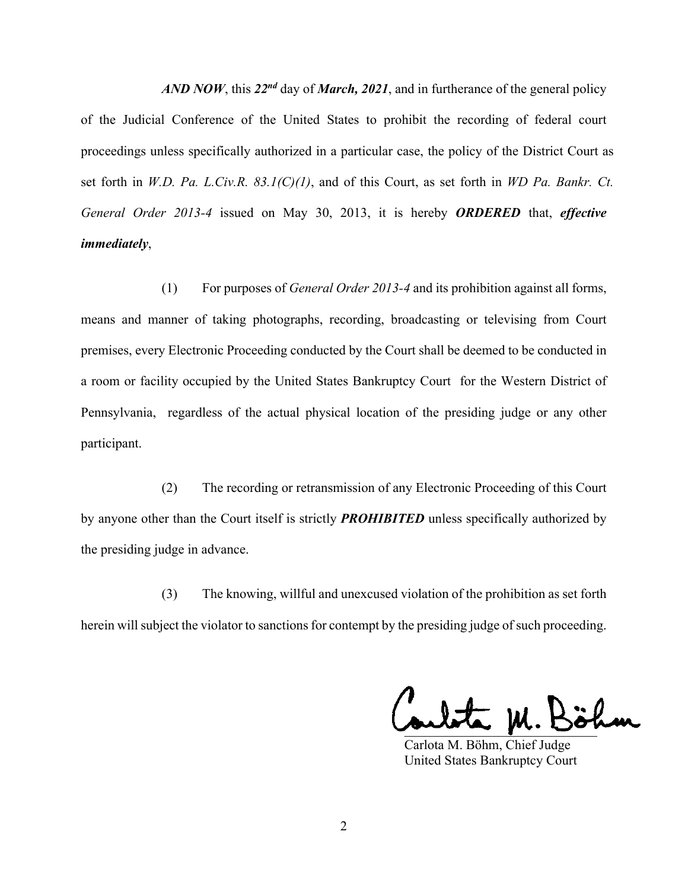***AND NOW***, this ***22nd*** day of ***March, 2021***, and in furtherance of the general policy of the Judicial Conference of the United States to prohibit the recording of federal court proceedings unless specifically authorized in a particular case, the policy of the District Court as set forth in *W.D. Pa. L.Civ.R. 83.1(C)(1)*, and of this Court, as set forth in *WD Pa. Bankr. Ct. General Order 2013-4* issued on May 30, 2013, it is hereby ***ORDERED*** that, ***effective immediately***,

(1) For purposes of *General Order 2013-4* and its prohibition against all forms, means and manner of taking photographs, recording, broadcasting or televising from Court premises, every Electronic Proceeding conducted by the Court shall be deemed to be conducted in a room or facility occupied by the United States Bankruptcy Court for the Western District of Pennsylvania, regardless of the actual physical location of the presiding judge or any other participant.

(2) The recording or retransmission of any Electronic Proceeding of this Court by anyone other than the Court itself is strictly ***PROHIBITED*** unless specifically authorized by the presiding judge in advance.

(3) The knowing, willful and unexcused violation of the prohibition as set forth herein will subject the violator to sanctions for contempt by the presiding judge of such proceeding.

Carlota M. Böhm, Chief Judge
United States Bankruptcy Court